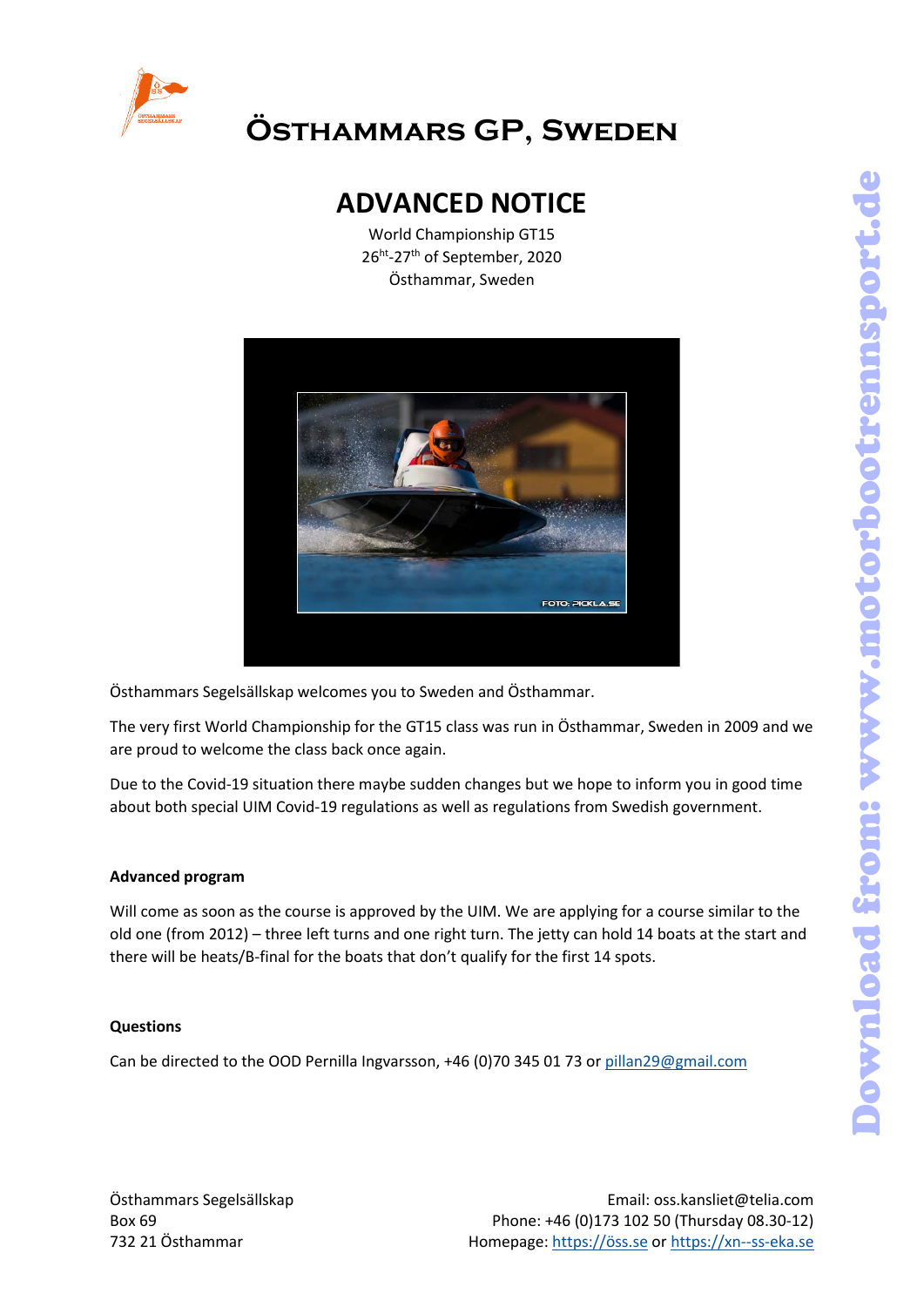# Östhammars GP, Sweden

## ADVANCED NOTICE

World Championship GT15
26[ht]-27[th] of September, 2020
Östhammar, Sweden

Östhammars Segelsällskap welcomes you to Sweden and Östhammar.

The very first World Championship for the GT15 class was run in Östhammar, Sweden in 2009 and we are proud to welcome the class back once again.

Due to the Covid-19 situation there maybe sudden changes but we hope to inform you in good time about both special UIM Covid-19 regulations as well as regulations from Swedish government.

**Advanced program**

Will come as soon as the course is approved by the UIM. We are applying for a course similar to the old one (from 2012) – three left turns and one right turn. The jetty can hold 14 boats at the start and there will be heats/B-final for the boats that don't qualify for the first 14 spots.

**Questions**

Can be directed to the OOD Pernilla Ingvarsson, +46 (0)70 345 01 73 or pillan29@gmail.com

Östhammars Segelsällskap
Box 69
732 21 Östhammar

Email: oss.kansliet@telia.com
Phone: +46 (0)173 102 50 (Thursday 08.30-12)
Homepage: https://öss.se or https://xn--ss-eka.se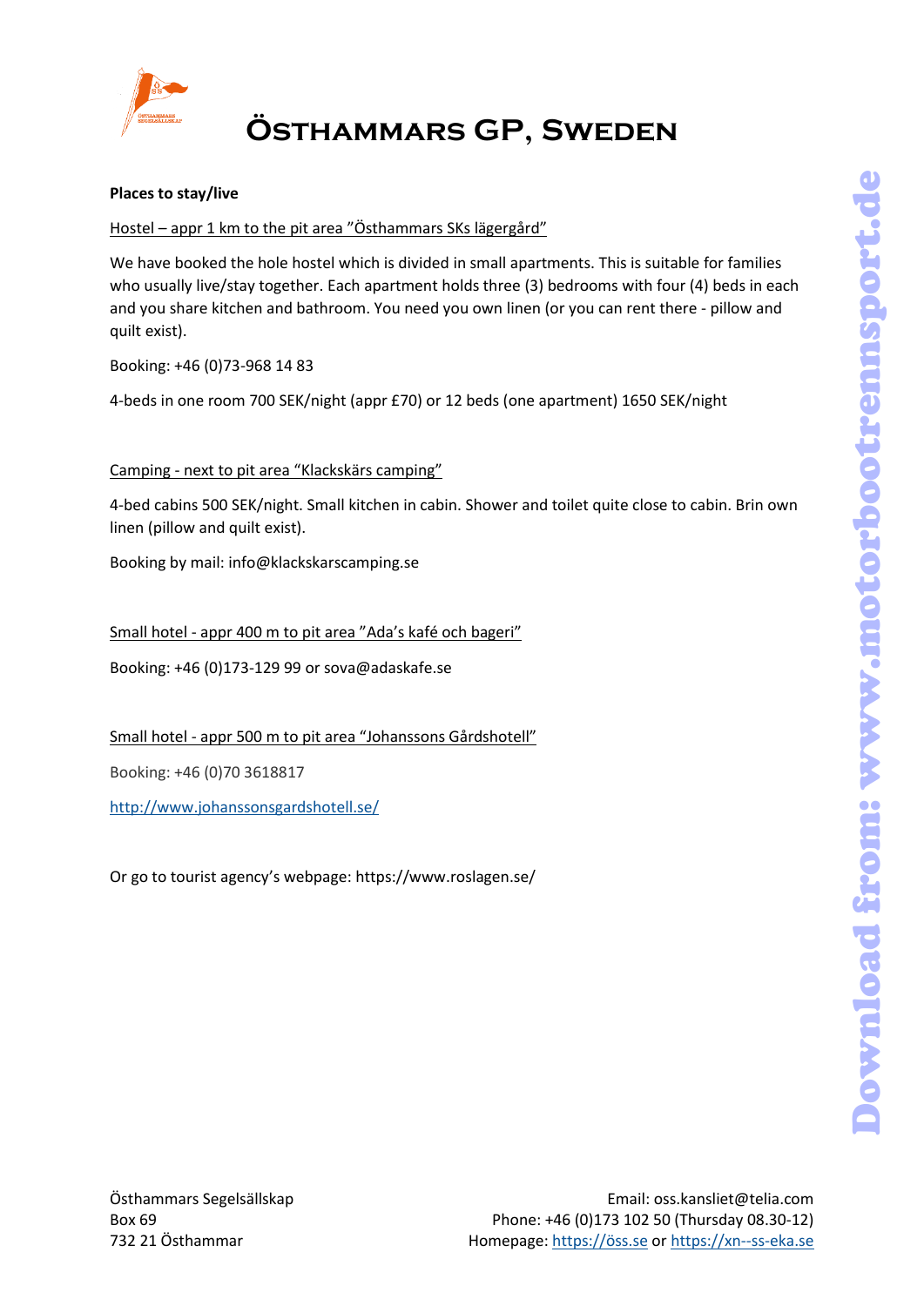# Östhammars GP, Sweden

**Places to stay/live**

Hostel – appr 1 km to the pit area "Östhammars SKs lägergård"

We have booked the hole hostel which is divided in small apartments. This is suitable for families who usually live/stay together. Each apartment holds three (3) bedrooms with four (4) beds in each and you share kitchen and bathroom. You need you own linen (or you can rent there - pillow and quilt exist).

Booking: +46 (0)73-968 14 83

4-beds in one room 700 SEK/night (appr £70) or 12 beds (one apartment) 1650 SEK/night

Camping - next to pit area "Klackskärs camping"

4-bed cabins 500 SEK/night. Small kitchen in cabin. Shower and toilet quite close to cabin. Brin own linen (pillow and quilt exist).

Booking by mail: info@klackskarscamping.se

Small hotel - appr 400 m to pit area "Ada's kafé och bageri"

Booking: +46 (0)173-129 99 or sova@adaskafe.se

Small hotel - appr 500 m to pit area "Johanssons Gårdshotell"

Booking: +46 (0)70 3618817

http://www.johanssonsgardshotell.se/

Or go to tourist agency's webpage: https://www.roslagen.se/

Östhammars Segelsällskap
Box 69
732 21 Östhammar

Email: oss.kansliet@telia.com
Phone: +46 (0)173 102 50 (Thursday 08.30-12)
Homepage: https://öss.se or https://xn--ss-eka.se